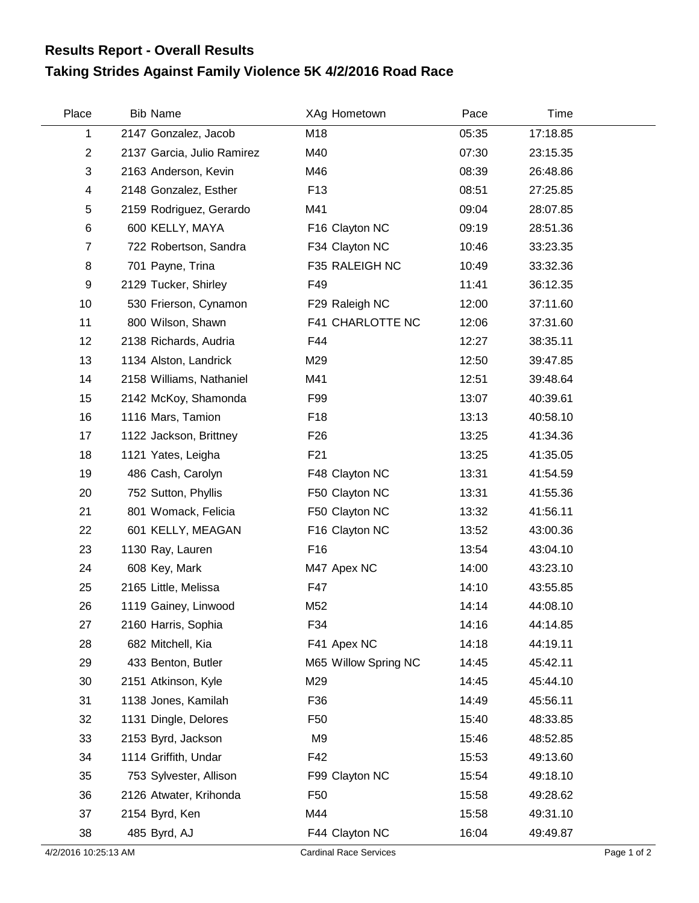## Results Report - Overall Results
## Taking Strides Against Family Violence 5K 4/2/2016 Road Race

| Place | Bib | Name | XAg | Hometown | Pace | Time |
|---|---|---|---|---|---|---|
| 1 | 2147 | Gonzalez, Jacob | M18 | | 05:35 | 17:18.85 |
| 2 | 2137 | Garcia, Julio Ramirez | M40 | | 07:30 | 23:15.35 |
| 3 | 2163 | Anderson, Kevin | M46 | | 08:39 | 26:48.86 |
| 4 | 2148 | Gonzalez, Esther | F13 | | 08:51 | 27:25.85 |
| 5 | 2159 | Rodriguez, Gerardo | M41 | | 09:04 | 28:07.85 |
| 6 | 600 | KELLY, MAYA | F16 | Clayton NC | 09:19 | 28:51.36 |
| 7 | 722 | Robertson, Sandra | F34 | Clayton NC | 10:46 | 33:23.35 |
| 8 | 701 | Payne, Trina | F35 | RALEIGH NC | 10:49 | 33:32.36 |
| 9 | 2129 | Tucker, Shirley | F49 | | 11:41 | 36:12.35 |
| 10 | 530 | Frierson, Cynamon | F29 | Raleigh NC | 12:00 | 37:11.60 |
| 11 | 800 | Wilson, Shawn | F41 | CHARLOTTE NC | 12:06 | 37:31.60 |
| 12 | 2138 | Richards, Audria | F44 | | 12:27 | 38:35.11 |
| 13 | 1134 | Alston, Landrick | M29 | | 12:50 | 39:47.85 |
| 14 | 2158 | Williams, Nathaniel | M41 | | 12:51 | 39:48.64 |
| 15 | 2142 | McKoy, Shamonda | F99 | | 13:07 | 40:39.61 |
| 16 | 1116 | Mars, Tamion | F18 | | 13:13 | 40:58.10 |
| 17 | 1122 | Jackson, Brittney | F26 | | 13:25 | 41:34.36 |
| 18 | 1121 | Yates, Leigha | F21 | | 13:25 | 41:35.05 |
| 19 | 486 | Cash, Carolyn | F48 | Clayton NC | 13:31 | 41:54.59 |
| 20 | 752 | Sutton, Phyllis | F50 | Clayton NC | 13:31 | 41:55.36 |
| 21 | 801 | Womack, Felicia | F50 | Clayton NC | 13:32 | 41:56.11 |
| 22 | 601 | KELLY, MEAGAN | F16 | Clayton NC | 13:52 | 43:00.36 |
| 23 | 1130 | Ray, Lauren | F16 | | 13:54 | 43:04.10 |
| 24 | 608 | Key, Mark | M47 | Apex NC | 14:00 | 43:23.10 |
| 25 | 2165 | Little, Melissa | F47 | | 14:10 | 43:55.85 |
| 26 | 1119 | Gainey, Linwood | M52 | | 14:14 | 44:08.10 |
| 27 | 2160 | Harris, Sophia | F34 | | 14:16 | 44:14.85 |
| 28 | 682 | Mitchell, Kia | F41 | Apex NC | 14:18 | 44:19.11 |
| 29 | 433 | Benton, Butler | M65 | Willow Spring NC | 14:45 | 45:42.11 |
| 30 | 2151 | Atkinson, Kyle | M29 | | 14:45 | 45:44.10 |
| 31 | 1138 | Jones, Kamilah | F36 | | 14:49 | 45:56.11 |
| 32 | 1131 | Dingle, Delores | F50 | | 15:40 | 48:33.85 |
| 33 | 2153 | Byrd, Jackson | M9 | | 15:46 | 48:52.85 |
| 34 | 1114 | Griffith, Undar | F42 | | 15:53 | 49:13.60 |
| 35 | 753 | Sylvester, Allison | F99 | Clayton NC | 15:54 | 49:18.10 |
| 36 | 2126 | Atwater, Krihonda | F50 | | 15:58 | 49:28.62 |
| 37 | 2154 | Byrd, Ken | M44 | | 15:58 | 49:31.10 |
| 38 | 485 | Byrd, AJ | F44 | Clayton NC | 16:04 | 49:49.87 |

4/2/2016 10:25:13 AM — Cardinal Race Services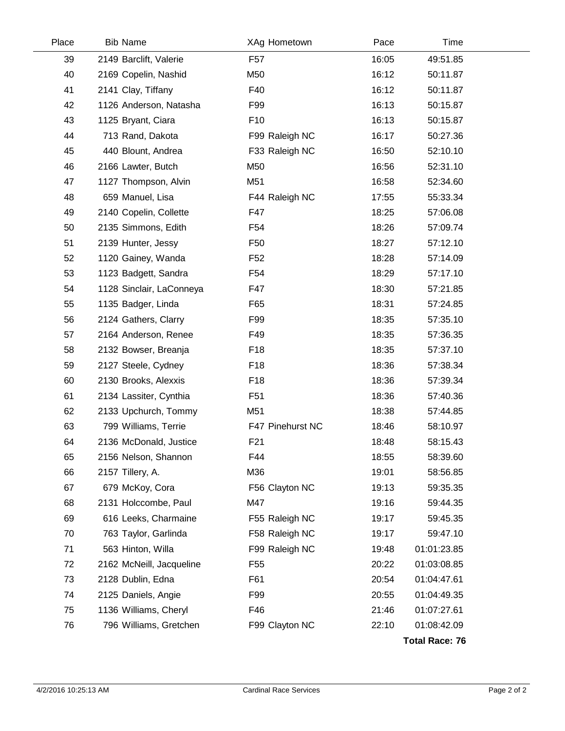| Place | Bib | Name | XAg | Hometown | Pace | Time |
|---|---|---|---|---|---|---|
| 39 | 2149 | Barclift, Valerie | F57 | | 16:05 | 49:51.85 |
| 40 | 2169 | Copelin, Nashid | M50 | | 16:12 | 50:11.87 |
| 41 | 2141 | Clay, Tiffany | F40 | | 16:12 | 50:11.87 |
| 42 | 1126 | Anderson, Natasha | F99 | | 16:13 | 50:15.87 |
| 43 | 1125 | Bryant, Ciara | F10 | | 16:13 | 50:15.87 |
| 44 | 713 | Rand, Dakota | F99 | Raleigh NC | 16:17 | 50:27.36 |
| 45 | 440 | Blount, Andrea | F33 | Raleigh NC | 16:50 | 52:10.10 |
| 46 | 2166 | Lawter, Butch | M50 | | 16:56 | 52:31.10 |
| 47 | 1127 | Thompson, Alvin | M51 | | 16:58 | 52:34.60 |
| 48 | 659 | Manuel, Lisa | F44 | Raleigh NC | 17:55 | 55:33.34 |
| 49 | 2140 | Copelin, Collette | F47 | | 18:25 | 57:06.08 |
| 50 | 2135 | Simmons, Edith | F54 | | 18:26 | 57:09.74 |
| 51 | 2139 | Hunter, Jessy | F50 | | 18:27 | 57:12.10 |
| 52 | 1120 | Gainey, Wanda | F52 | | 18:28 | 57:14.09 |
| 53 | 1123 | Badgett, Sandra | F54 | | 18:29 | 57:17.10 |
| 54 | 1128 | Sinclair, LaConneya | F47 | | 18:30 | 57:21.85 |
| 55 | 1135 | Badger, Linda | F65 | | 18:31 | 57:24.85 |
| 56 | 2124 | Gathers, Clarry | F99 | | 18:35 | 57:35.10 |
| 57 | 2164 | Anderson, Renee | F49 | | 18:35 | 57:36.35 |
| 58 | 2132 | Bowser, Breanja | F18 | | 18:35 | 57:37.10 |
| 59 | 2127 | Steele, Cydney | F18 | | 18:36 | 57:38.34 |
| 60 | 2130 | Brooks, Alexxis | F18 | | 18:36 | 57:39.34 |
| 61 | 2134 | Lassiter, Cynthia | F51 | | 18:36 | 57:40.36 |
| 62 | 2133 | Upchurch, Tommy | M51 | | 18:38 | 57:44.85 |
| 63 | 799 | Williams, Terrie | F47 | Pinehurst NC | 18:46 | 58:10.97 |
| 64 | 2136 | McDonald, Justice | F21 | | 18:48 | 58:15.43 |
| 65 | 2156 | Nelson, Shannon | F44 | | 18:55 | 58:39.60 |
| 66 | 2157 | Tillery, A. | M36 | | 19:01 | 58:56.85 |
| 67 | 679 | McKoy, Cora | F56 | Clayton NC | 19:13 | 59:35.35 |
| 68 | 2131 | Holccombe, Paul | M47 | | 19:16 | 59:44.35 |
| 69 | 616 | Leeks, Charmaine | F55 | Raleigh NC | 19:17 | 59:45.35 |
| 70 | 763 | Taylor, Garlinda | F58 | Raleigh NC | 19:17 | 59:47.10 |
| 71 | 563 | Hinton, Willa | F99 | Raleigh NC | 19:48 | 01:01:23.85 |
| 72 | 2162 | McNeill, Jacqueline | F55 | | 20:22 | 01:03:08.85 |
| 73 | 2128 | Dublin, Edna | F61 | | 20:54 | 01:04:47.61 |
| 74 | 2125 | Daniels, Angie | F99 | | 20:55 | 01:04:49.35 |
| 75 | 1136 | Williams, Cheryl | F46 | | 21:46 | 01:07:27.61 |
| 76 | 796 | Williams, Gretchen | F99 | Clayton NC | 22:10 | 01:08:42.09 |

**Total Race: 76**

4/2/2016 10:25:13 AM Cardinal Race Services